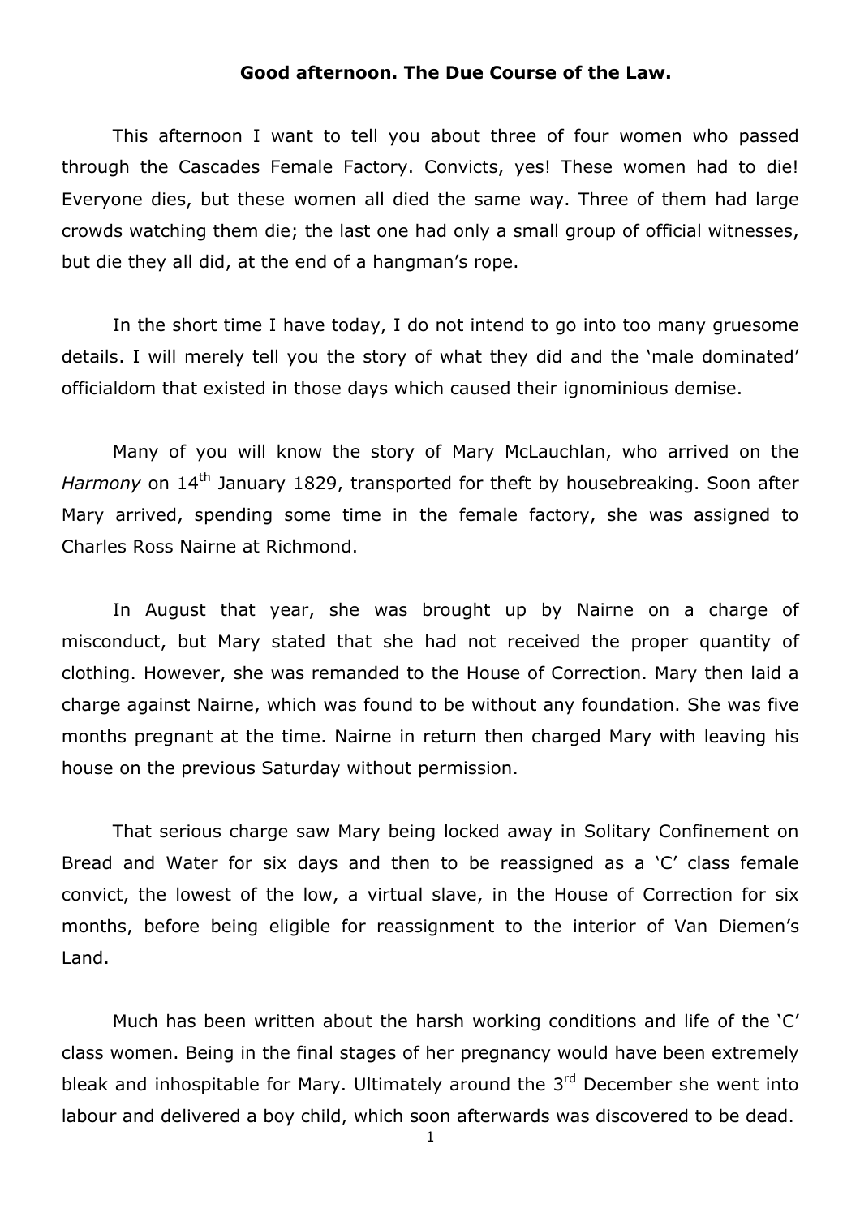**Good afternoon. The Due Course of the Law.**

This afternoon I want to tell you about three of four women who passed through the Cascades Female Factory. Convicts, yes! These women had to die! Everyone dies, but these women all died the same way. Three of them had large crowds watching them die; the last one had only a small group of official witnesses, but die they all did, at the end of a hangman's rope.

In the short time I have today, I do not intend to go into too many gruesome details. I will merely tell you the story of what they did and the 'male dominated' officialdom that existed in those days which caused their ignominious demise.

Many of you will know the story of Mary McLauchlan, who arrived on the *Harmony* on 14th January 1829, transported for theft by housebreaking. Soon after Mary arrived, spending some time in the female factory, she was assigned to Charles Ross Nairne at Richmond.

In August that year, she was brought up by Nairne on a charge of misconduct, but Mary stated that she had not received the proper quantity of clothing. However, she was remanded to the House of Correction. Mary then laid a charge against Nairne, which was found to be without any foundation. She was five months pregnant at the time. Nairne in return then charged Mary with leaving his house on the previous Saturday without permission.

That serious charge saw Mary being locked away in Solitary Confinement on Bread and Water for six days and then to be reassigned as a 'C' class female convict, the lowest of the low, a virtual slave, in the House of Correction for six months, before being eligible for reassignment to the interior of Van Diemen's Land.

Much has been written about the harsh working conditions and life of the 'C' class women. Being in the final stages of her pregnancy would have been extremely bleak and inhospitable for Mary. Ultimately around the 3rd December she went into labour and delivered a boy child, which soon afterwards was discovered to be dead.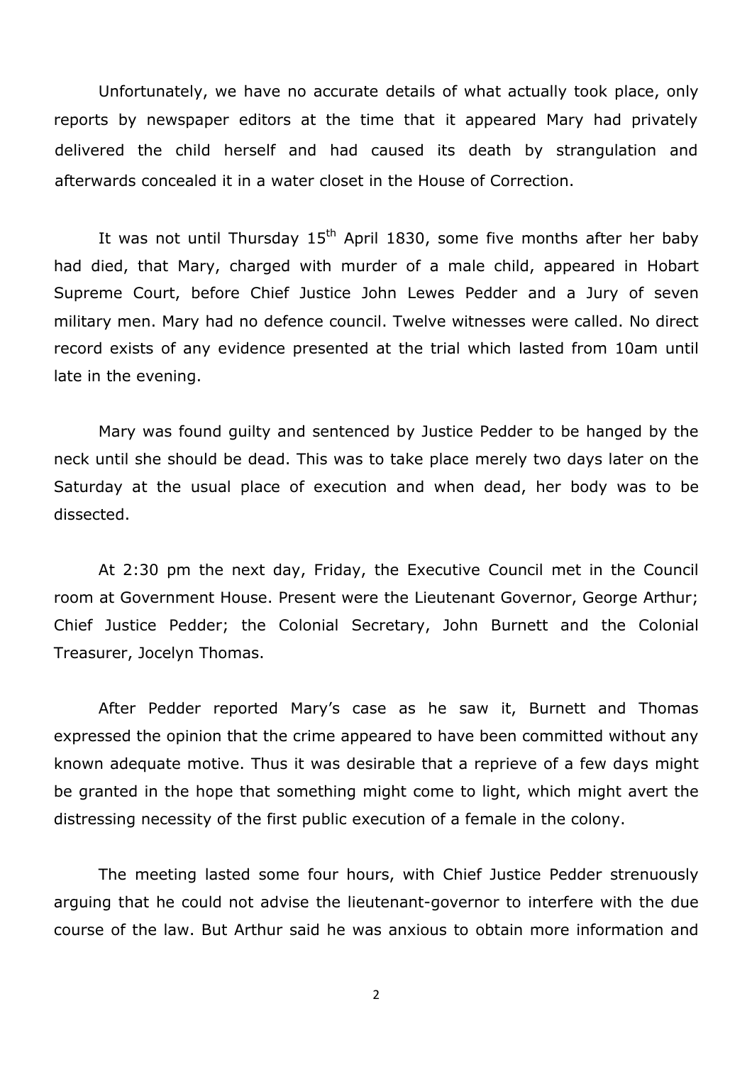Unfortunately, we have no accurate details of what actually took place, only reports by newspaper editors at the time that it appeared Mary had privately delivered the child herself and had caused its death by strangulation and afterwards concealed it in a water closet in the House of Correction.

It was not until Thursday 15th April 1830, some five months after her baby had died, that Mary, charged with murder of a male child, appeared in Hobart Supreme Court, before Chief Justice John Lewes Pedder and a Jury of seven military men. Mary had no defence council. Twelve witnesses were called. No direct record exists of any evidence presented at the trial which lasted from 10am until late in the evening.

Mary was found guilty and sentenced by Justice Pedder to be hanged by the neck until she should be dead. This was to take place merely two days later on the Saturday at the usual place of execution and when dead, her body was to be dissected.

At 2:30 pm the next day, Friday, the Executive Council met in the Council room at Government House. Present were the Lieutenant Governor, George Arthur; Chief Justice Pedder; the Colonial Secretary, John Burnett and the Colonial Treasurer, Jocelyn Thomas.

After Pedder reported Mary's case as he saw it, Burnett and Thomas expressed the opinion that the crime appeared to have been committed without any known adequate motive. Thus it was desirable that a reprieve of a few days might be granted in the hope that something might come to light, which might avert the distressing necessity of the first public execution of a female in the colony.

The meeting lasted some four hours, with Chief Justice Pedder strenuously arguing that he could not advise the lieutenant-governor to interfere with the due course of the law. But Arthur said he was anxious to obtain more information and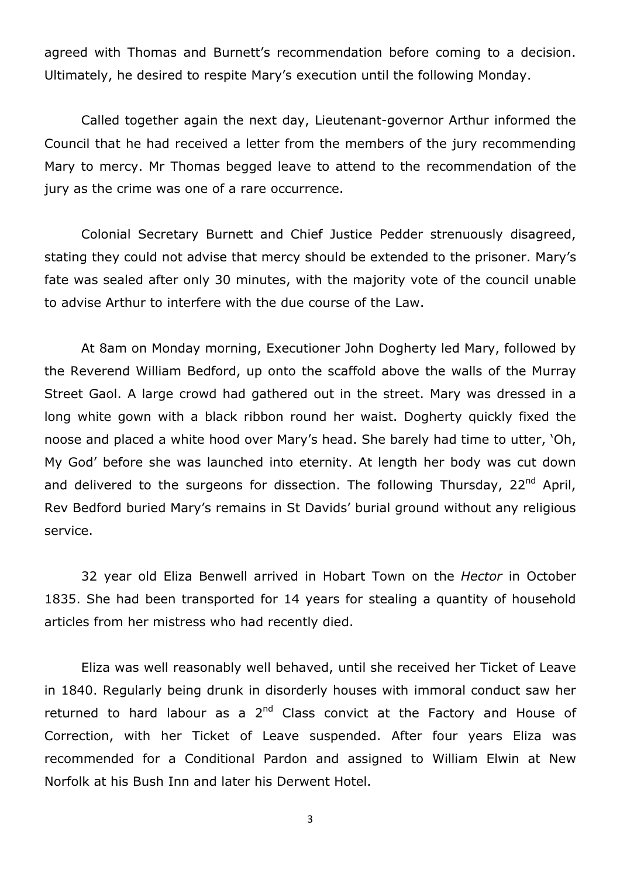agreed with Thomas and Burnett's recommendation before coming to a decision. Ultimately, he desired to respite Mary's execution until the following Monday.

Called together again the next day, Lieutenant-governor Arthur informed the Council that he had received a letter from the members of the jury recommending Mary to mercy. Mr Thomas begged leave to attend to the recommendation of the jury as the crime was one of a rare occurrence.

Colonial Secretary Burnett and Chief Justice Pedder strenuously disagreed, stating they could not advise that mercy should be extended to the prisoner. Mary's fate was sealed after only 30 minutes, with the majority vote of the council unable to advise Arthur to interfere with the due course of the Law.

At 8am on Monday morning, Executioner John Dogherty led Mary, followed by the Reverend William Bedford, up onto the scaffold above the walls of the Murray Street Gaol. A large crowd had gathered out in the street. Mary was dressed in a long white gown with a black ribbon round her waist. Dogherty quickly fixed the noose and placed a white hood over Mary's head. She barely had time to utter, 'Oh, My God' before she was launched into eternity. At length her body was cut down and delivered to the surgeons for dissection. The following Thursday, 22nd April, Rev Bedford buried Mary's remains in St Davids' burial ground without any religious service.

32 year old Eliza Benwell arrived in Hobart Town on the *Hector* in October 1835. She had been transported for 14 years for stealing a quantity of household articles from her mistress who had recently died.

Eliza was well reasonably well behaved, until she received her Ticket of Leave in 1840. Regularly being drunk in disorderly houses with immoral conduct saw her returned to hard labour as a 2nd Class convict at the Factory and House of Correction, with her Ticket of Leave suspended. After four years Eliza was recommended for a Conditional Pardon and assigned to William Elwin at New Norfolk at his Bush Inn and later his Derwent Hotel.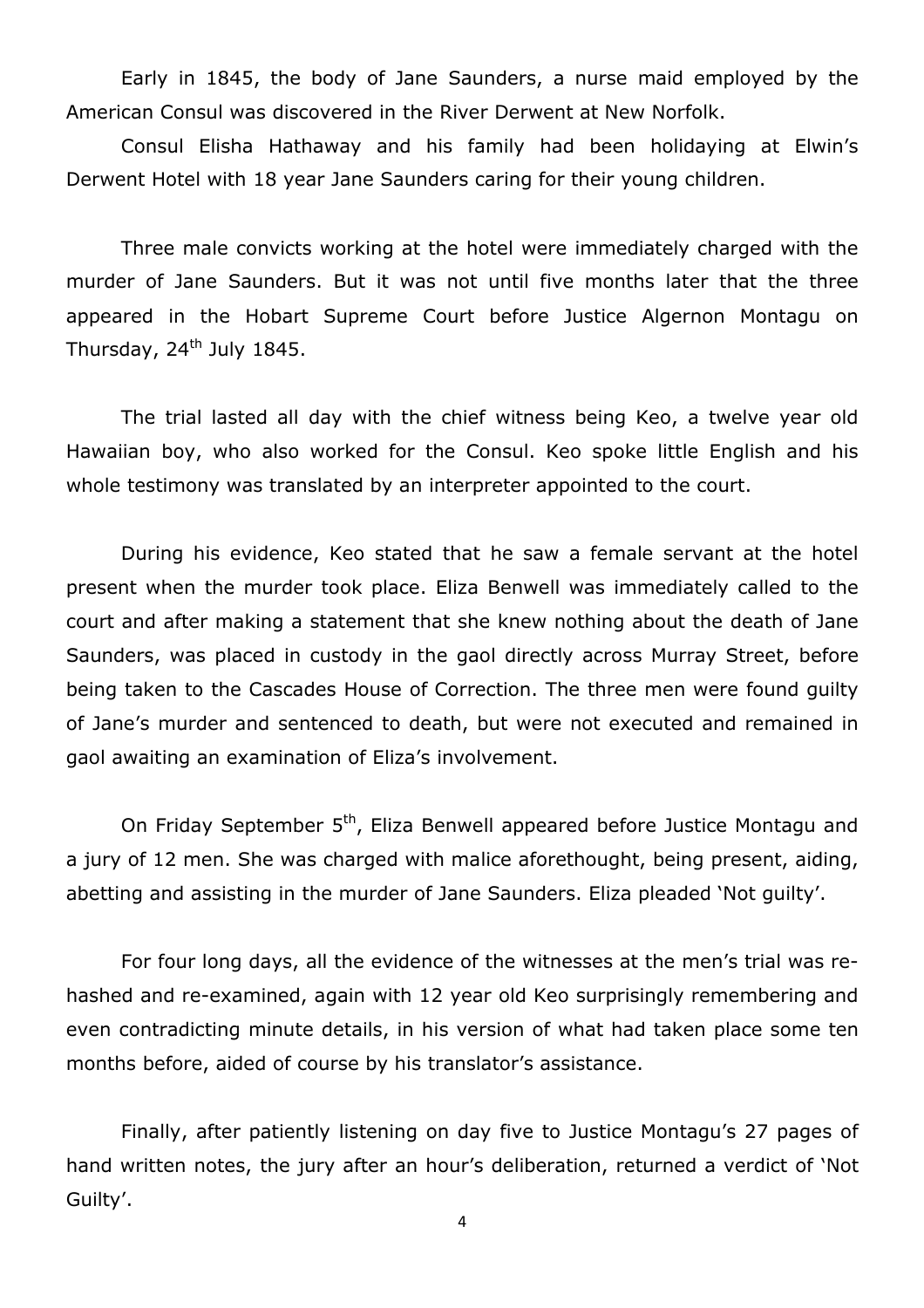Early in 1845, the body of Jane Saunders, a nurse maid employed by the American Consul was discovered in the River Derwent at New Norfolk.

Consul Elisha Hathaway and his family had been holidaying at Elwin's Derwent Hotel with 18 year Jane Saunders caring for their young children.

Three male convicts working at the hotel were immediately charged with the murder of Jane Saunders. But it was not until five months later that the three appeared in the Hobart Supreme Court before Justice Algernon Montagu on Thursday, 24th July 1845.

The trial lasted all day with the chief witness being Keo, a twelve year old Hawaiian boy, who also worked for the Consul. Keo spoke little English and his whole testimony was translated by an interpreter appointed to the court.

During his evidence, Keo stated that he saw a female servant at the hotel present when the murder took place. Eliza Benwell was immediately called to the court and after making a statement that she knew nothing about the death of Jane Saunders, was placed in custody in the gaol directly across Murray Street, before being taken to the Cascades House of Correction. The three men were found guilty of Jane's murder and sentenced to death, but were not executed and remained in gaol awaiting an examination of Eliza's involvement.

On Friday September 5th, Eliza Benwell appeared before Justice Montagu and a jury of 12 men. She was charged with malice aforethought, being present, aiding, abetting and assisting in the murder of Jane Saunders. Eliza pleaded 'Not guilty'.

For four long days, all the evidence of the witnesses at the men's trial was re-hashed and re-examined, again with 12 year old Keo surprisingly remembering and even contradicting minute details, in his version of what had taken place some ten months before, aided of course by his translator's assistance.

Finally, after patiently listening on day five to Justice Montagu's 27 pages of hand written notes, the jury after an hour's deliberation, returned a verdict of 'Not Guilty'.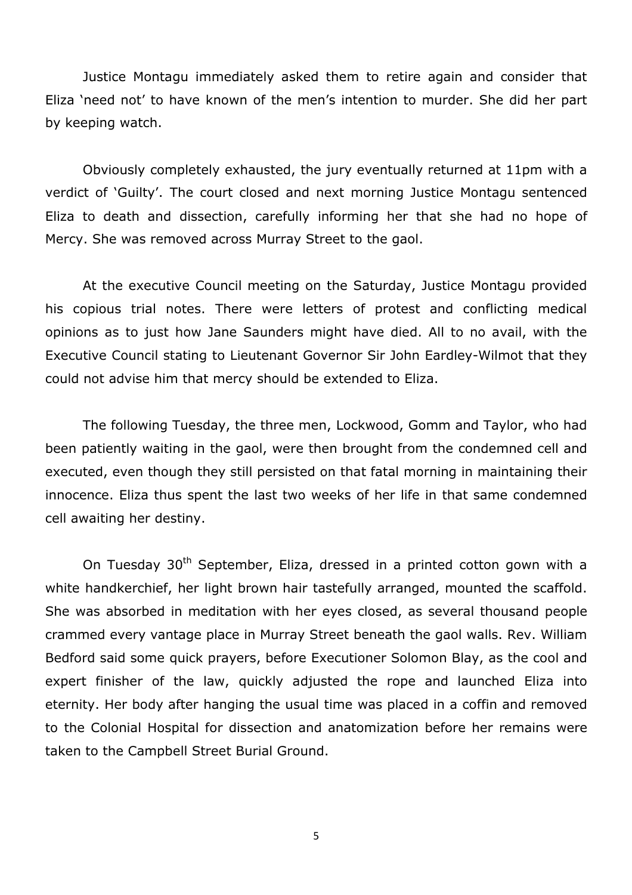Justice Montagu immediately asked them to retire again and consider that Eliza 'need not' to have known of the men's intention to murder. She did her part by keeping watch.

Obviously completely exhausted, the jury eventually returned at 11pm with a verdict of 'Guilty'. The court closed and next morning Justice Montagu sentenced Eliza to death and dissection, carefully informing her that she had no hope of Mercy. She was removed across Murray Street to the gaol.

At the executive Council meeting on the Saturday, Justice Montagu provided his copious trial notes. There were letters of protest and conflicting medical opinions as to just how Jane Saunders might have died. All to no avail, with the Executive Council stating to Lieutenant Governor Sir John Eardley-Wilmot that they could not advise him that mercy should be extended to Eliza.

The following Tuesday, the three men, Lockwood, Gomm and Taylor, who had been patiently waiting in the gaol, were then brought from the condemned cell and executed, even though they still persisted on that fatal morning in maintaining their innocence. Eliza thus spent the last two weeks of her life in that same condemned cell awaiting her destiny.

On Tuesday 30th September, Eliza, dressed in a printed cotton gown with a white handkerchief, her light brown hair tastefully arranged, mounted the scaffold. She was absorbed in meditation with her eyes closed, as several thousand people crammed every vantage place in Murray Street beneath the gaol walls. Rev. William Bedford said some quick prayers, before Executioner Solomon Blay, as the cool and expert finisher of the law, quickly adjusted the rope and launched Eliza into eternity. Her body after hanging the usual time was placed in a coffin and removed to the Colonial Hospital for dissection and anatomization before her remains were taken to the Campbell Street Burial Ground.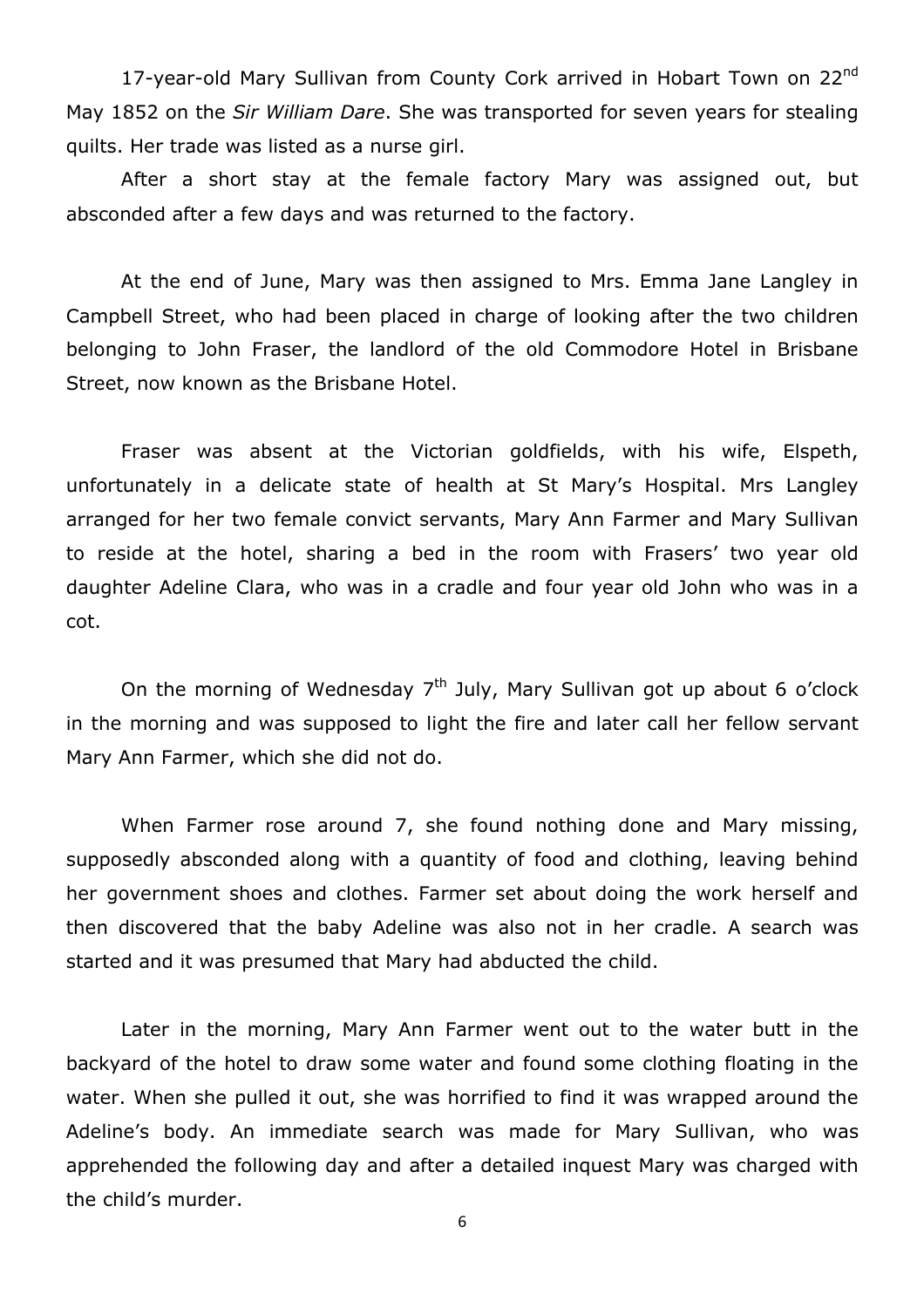17-year-old Mary Sullivan from County Cork arrived in Hobart Town on 22nd May 1852 on the *Sir William Dare*. She was transported for seven years for stealing quilts. Her trade was listed as a nurse girl.

After a short stay at the female factory Mary was assigned out, but absconded after a few days and was returned to the factory.

At the end of June, Mary was then assigned to Mrs. Emma Jane Langley in Campbell Street, who had been placed in charge of looking after the two children belonging to John Fraser, the landlord of the old Commodore Hotel in Brisbane Street, now known as the Brisbane Hotel.

Fraser was absent at the Victorian goldfields, with his wife, Elspeth, unfortunately in a delicate state of health at St Mary's Hospital. Mrs Langley arranged for her two female convict servants, Mary Ann Farmer and Mary Sullivan to reside at the hotel, sharing a bed in the room with Frasers' two year old daughter Adeline Clara, who was in a cradle and four year old John who was in a cot.

On the morning of Wednesday 7th July, Mary Sullivan got up about 6 o'clock in the morning and was supposed to light the fire and later call her fellow servant Mary Ann Farmer, which she did not do.

When Farmer rose around 7, she found nothing done and Mary missing, supposedly absconded along with a quantity of food and clothing, leaving behind her government shoes and clothes. Farmer set about doing the work herself and then discovered that the baby Adeline was also not in her cradle. A search was started and it was presumed that Mary had abducted the child.

Later in the morning, Mary Ann Farmer went out to the water butt in the backyard of the hotel to draw some water and found some clothing floating in the water. When she pulled it out, she was horrified to find it was wrapped around the Adeline's body. An immediate search was made for Mary Sullivan, who was apprehended the following day and after a detailed inquest Mary was charged with the child's murder.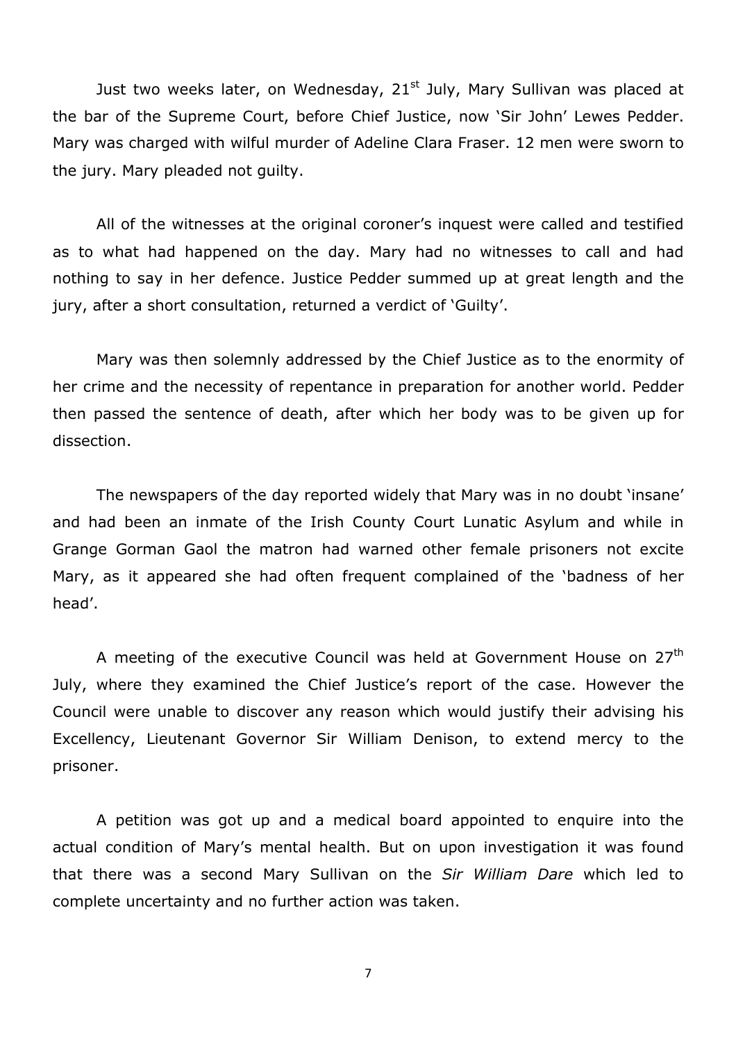Just two weeks later, on Wednesday, 21st July, Mary Sullivan was placed at the bar of the Supreme Court, before Chief Justice, now 'Sir John' Lewes Pedder. Mary was charged with wilful murder of Adeline Clara Fraser. 12 men were sworn to the jury. Mary pleaded not guilty.

All of the witnesses at the original coroner's inquest were called and testified as to what had happened on the day. Mary had no witnesses to call and had nothing to say in her defence. Justice Pedder summed up at great length and the jury, after a short consultation, returned a verdict of 'Guilty'.

Mary was then solemnly addressed by the Chief Justice as to the enormity of her crime and the necessity of repentance in preparation for another world. Pedder then passed the sentence of death, after which her body was to be given up for dissection.

The newspapers of the day reported widely that Mary was in no doubt 'insane' and had been an inmate of the Irish County Court Lunatic Asylum and while in Grange Gorman Gaol the matron had warned other female prisoners not excite Mary, as it appeared she had often frequent complained of the 'badness of her head'.

A meeting of the executive Council was held at Government House on 27th July, where they examined the Chief Justice's report of the case. However the Council were unable to discover any reason which would justify their advising his Excellency, Lieutenant Governor Sir William Denison, to extend mercy to the prisoner.

A petition was got up and a medical board appointed to enquire into the actual condition of Mary's mental health. But on upon investigation it was found that there was a second Mary Sullivan on the *Sir William Dare* which led to complete uncertainty and no further action was taken.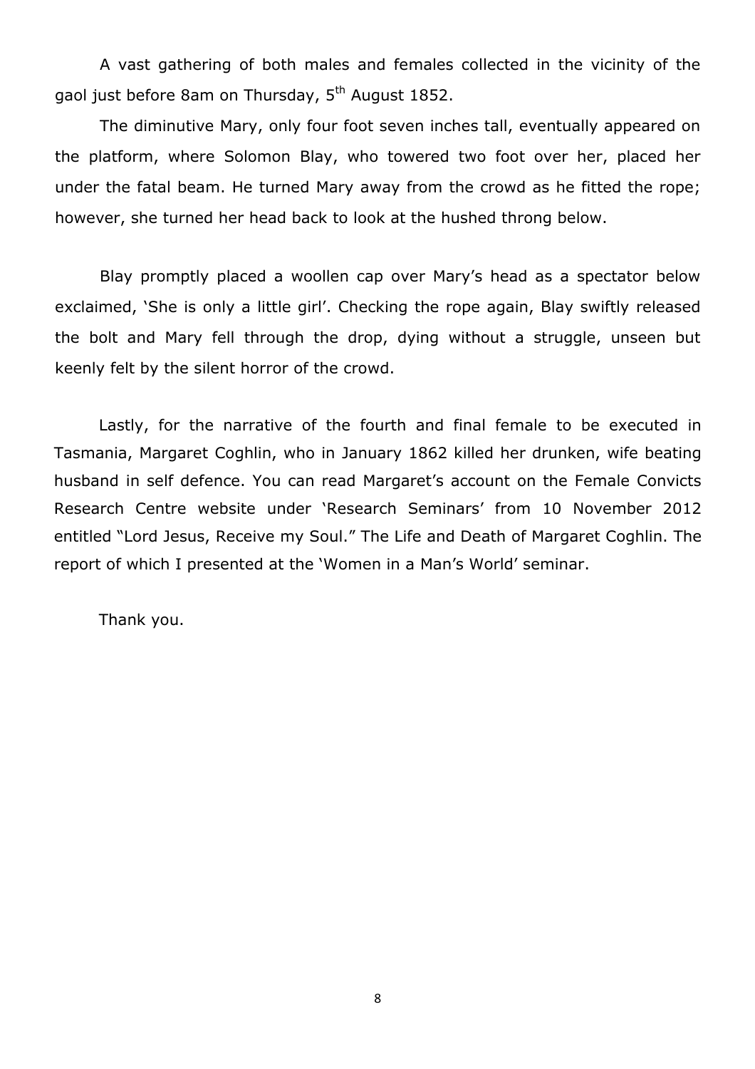A vast gathering of both males and females collected in the vicinity of the gaol just before 8am on Thursday, 5th August 1852.

The diminutive Mary, only four foot seven inches tall, eventually appeared on the platform, where Solomon Blay, who towered two foot over her, placed her under the fatal beam. He turned Mary away from the crowd as he fitted the rope; however, she turned her head back to look at the hushed throng below.

Blay promptly placed a woollen cap over Mary's head as a spectator below exclaimed, 'She is only a little girl'. Checking the rope again, Blay swiftly released the bolt and Mary fell through the drop, dying without a struggle, unseen but keenly felt by the silent horror of the crowd.

Lastly, for the narrative of the fourth and final female to be executed in Tasmania, Margaret Coghlin, who in January 1862 killed her drunken, wife beating husband in self defence. You can read Margaret's account on the Female Convicts Research Centre website under 'Research Seminars' from 10 November 2012 entitled "Lord Jesus, Receive my Soul." The Life and Death of Margaret Coghlin. The report of which I presented at the 'Women in a Man's World' seminar.

Thank you.